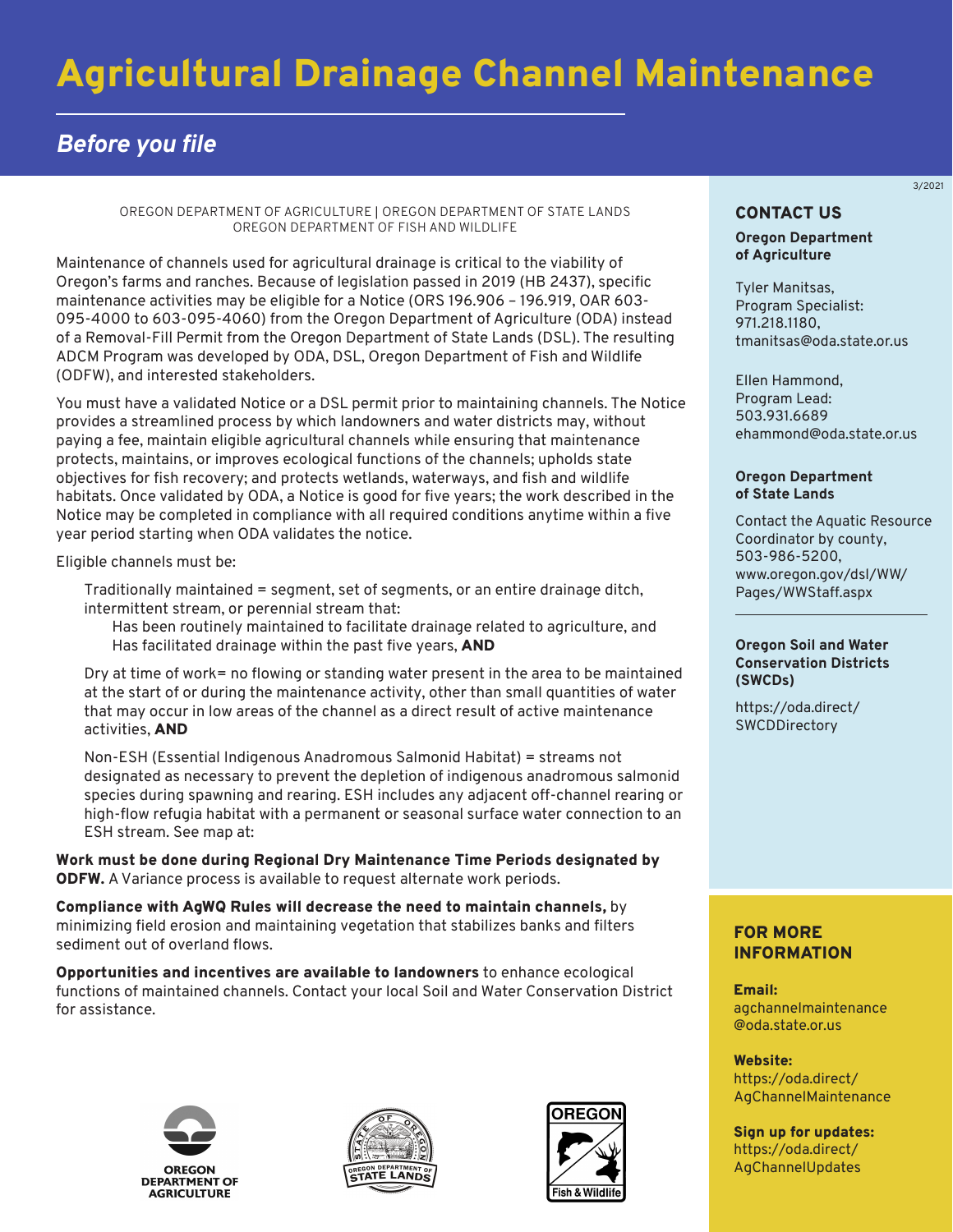# Agricultural Drainage Channel Maintenance

## *Before you file*

3/2021

OREGON DEPARTMENT OF AGRICULTURE | OREGON DEPARTMENT OF STATE LANDS
OREGON DEPARTMENT OF FISH AND WILDLIFE

Maintenance of channels used for agricultural drainage is critical to the viability of Oregon's farms and ranches. Because of legislation passed in 2019 (HB 2437), specific maintenance activities may be eligible for a Notice (ORS 196.906 – 196.919, OAR 603-095-4000 to 603-095-4060) from the Oregon Department of Agriculture (ODA) instead of a Removal-Fill Permit from the Oregon Department of State Lands (DSL). The resulting ADCM Program was developed by ODA, DSL, Oregon Department of Fish and Wildlife (ODFW), and interested stakeholders.

You must have a validated Notice or a DSL permit prior to maintaining channels. The Notice provides a streamlined process by which landowners and water districts may, without paying a fee, maintain eligible agricultural channels while ensuring that maintenance protects, maintains, or improves ecological functions of the channels; upholds state objectives for fish recovery; and protects wetlands, waterways, and fish and wildlife habitats. Once validated by ODA, a Notice is good for five years; the work described in the Notice may be completed in compliance with all required conditions anytime within a five year period starting when ODA validates the notice.

Eligible channels must be:

Traditionally maintained = segment, set of segments, or an entire drainage ditch, intermittent stream, or perennial stream that:
- Has been routinely maintained to facilitate drainage related to agriculture, and
- Has facilitated drainage within the past five years, **AND**

Dry at time of work= no flowing or standing water present in the area to be maintained at the start of or during the maintenance activity, other than small quantities of water that may occur in low areas of the channel as a direct result of active maintenance activities, **AND**

Non-ESH (Essential Indigenous Anadromous Salmonid Habitat) = streams not designated as necessary to prevent the depletion of indigenous anadromous salmonid species during spawning and rearing. ESH includes any adjacent off-channel rearing or high-flow refugia habitat with a permanent or seasonal surface water connection to an ESH stream. See map at:

**Work must be done during Regional Dry Maintenance Time Periods designated by ODFW.** A Variance process is available to request alternate work periods.

**Compliance with AgWQ Rules will decrease the need to maintain channels,** by minimizing field erosion and maintaining vegetation that stabilizes banks and filters sediment out of overland flows.

**Opportunities and incentives are available to landowners** to enhance ecological functions of maintained channels. Contact your local Soil and Water Conservation District for assistance.

OREGON DEPARTMENT OF AGRICULTURE | OREGON DEPARTMENT OF STATE LANDS | OREGON Fish & Wildlife

## CONTACT US

**Oregon Department of Agriculture**

Tyler Manitsas,
Program Specialist:
971.218.1180,
tmanitsas@oda.state.or.us

Ellen Hammond,
Program Lead:
503.931.6689
ehammond@oda.state.or.us

**Oregon Department of State Lands**

Contact the Aquatic Resource Coordinator by county,
503-986-5200,
www.oregon.gov/dsl/WW/Pages/WWStaff.aspx

**Oregon Soil and Water Conservation Districts (SWCDs)**

https://oda.direct/SWCDDirectory

## FOR MORE INFORMATION

**Email:**
agchannelmaintenance@oda.state.or.us

**Website:**
https://oda.direct/AgChannelMaintenance

**Sign up for updates:**
https://oda.direct/AgChannelUpdates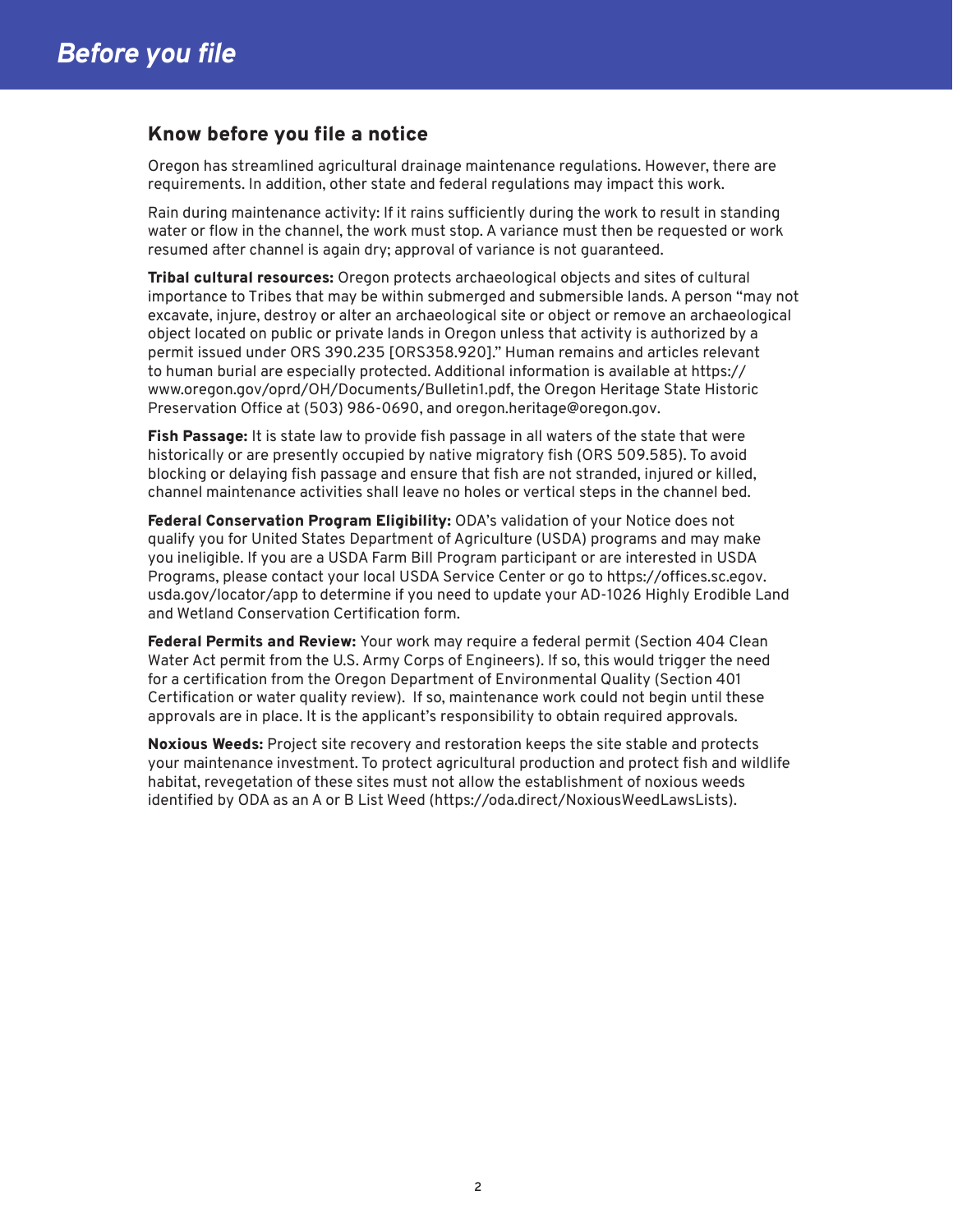# Before you file

## Know before you file a notice

Oregon has streamlined agricultural drainage maintenance regulations. However, there are requirements. In addition, other state and federal regulations may impact this work.

Rain during maintenance activity: If it rains sufficiently during the work to result in standing water or flow in the channel, the work must stop. A variance must then be requested or work resumed after channel is again dry; approval of variance is not guaranteed.

**Tribal cultural resources:** Oregon protects archaeological objects and sites of cultural importance to Tribes that may be within submerged and submersible lands. A person "may not excavate, injure, destroy or alter an archaeological site or object or remove an archaeological object located on public or private lands in Oregon unless that activity is authorized by a permit issued under ORS 390.235 [ORS358.920]." Human remains and articles relevant to human burial are especially protected. Additional information is available at https://www.oregon.gov/oprd/OH/Documents/Bulletin1.pdf, the Oregon Heritage State Historic Preservation Office at (503) 986-0690, and oregon.heritage@oregon.gov.

**Fish Passage:** It is state law to provide fish passage in all waters of the state that were historically or are presently occupied by native migratory fish (ORS 509.585). To avoid blocking or delaying fish passage and ensure that fish are not stranded, injured or killed, channel maintenance activities shall leave no holes or vertical steps in the channel bed.

**Federal Conservation Program Eligibility:** ODA's validation of your Notice does not qualify you for United States Department of Agriculture (USDA) programs and may make you ineligible. If you are a USDA Farm Bill Program participant or are interested in USDA Programs, please contact your local USDA Service Center or go to https://offices.sc.egov.usda.gov/locator/app to determine if you need to update your AD-1026 Highly Erodible Land and Wetland Conservation Certification form.

**Federal Permits and Review:** Your work may require a federal permit (Section 404 Clean Water Act permit from the U.S. Army Corps of Engineers). If so, this would trigger the need for a certification from the Oregon Department of Environmental Quality (Section 401 Certification or water quality review). If so, maintenance work could not begin until these approvals are in place. It is the applicant's responsibility to obtain required approvals.

**Noxious Weeds:** Project site recovery and restoration keeps the site stable and protects your maintenance investment. To protect agricultural production and protect fish and wildlife habitat, revegetation of these sites must not allow the establishment of noxious weeds identified by ODA as an A or B List Weed (https://oda.direct/NoxiousWeedLawsLists).